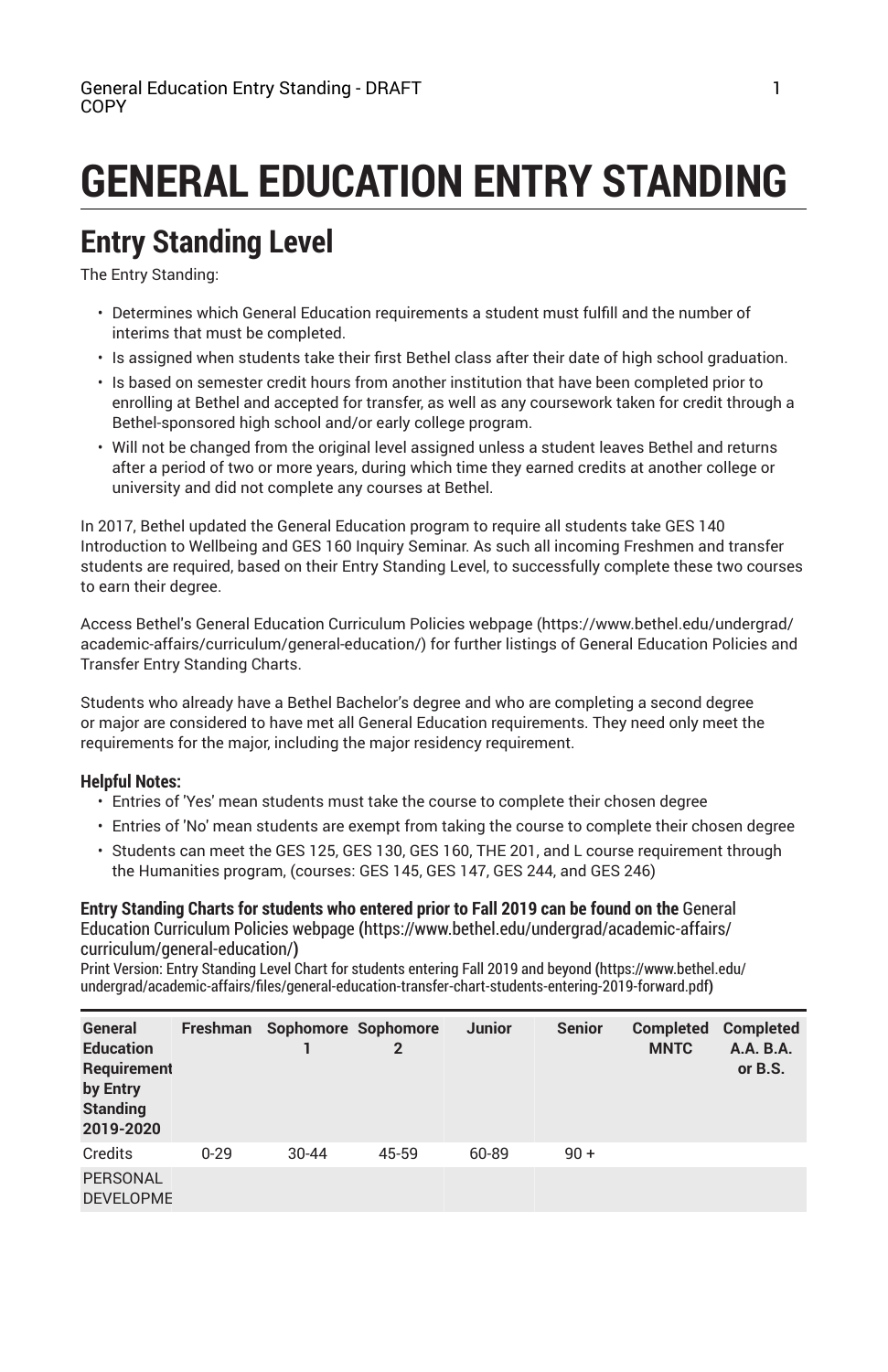# GENERAL EDUCATION ENTRY STANDING

## Entry Standing Level

The Entry Standing:

- Determines which General Education requirements a student must fulfill and the number of interims that must be completed.
- Is assigned when students take their first Bethel class after their date of high school graduation.
- Is based on semester credit hours from another institution that have been completed prior to enrolling at Bethel and accepted for transfer, as well as any coursework taken for credit through a Bethel-sponsored high school and/or early college program.
- Will not be changed from the original level assigned unless a student leaves Bethel and returns after a period of two or more years, during which time they earned credits at another college or university and did not complete any courses at Bethel.

In 2017, Bethel updated the General Education program to require all students take GES 140 Introduction to Wellbeing and GES 160 Inquiry Seminar. As such all incoming Freshmen and transfer students are required, based on their Entry Standing Level, to successfully complete these two courses to earn their degree.

Access Bethel's General Education Curriculum Policies webpage (https://www.bethel.edu/undergrad/academic-affairs/curriculum/general-education/) for further listings of General Education Policies and Transfer Entry Standing Charts.

Students who already have a Bethel Bachelor's degree and who are completing a second degree or major are considered to have met all General Education requirements. They need only meet the requirements for the major, including the major residency requirement.

**Helpful Notes:**

- Entries of 'Yes' mean students must take the course to complete their chosen degree
- Entries of 'No' mean students are exempt from taking the course to complete their chosen degree
- Students can meet the GES 125, GES 130, GES 160, THE 201, and L course requirement through the Humanities program, (courses: GES 145, GES 147, GES 244, and GES 246)

**Entry Standing Charts for students who entered prior to Fall 2019 can be found on the** General Education Curriculum Policies webpage **(**https://www.bethel.edu/undergrad/academic-affairs/curriculum/general-education/**)**
Print Version: Entry Standing Level Chart for students entering Fall 2019 and beyond **(**https://www.bethel.edu/undergrad/academic-affairs/files/general-education-transfer-chart-students-entering-2019-forward.pdf**)**

| General Education Requirement by Entry Standing 2019-2020 | Freshman | Sophomore 1 | Sophomore 2 | Junior | Senior | Completed MNTC | Completed A.A. B.A. or B.S. |
|---|---|---|---|---|---|---|---|
| Credits | 0-29 | 30-44 | 45-59 | 60-89 | 90 + | | |
| PERSONAL DEVELOPME | | | | | | | |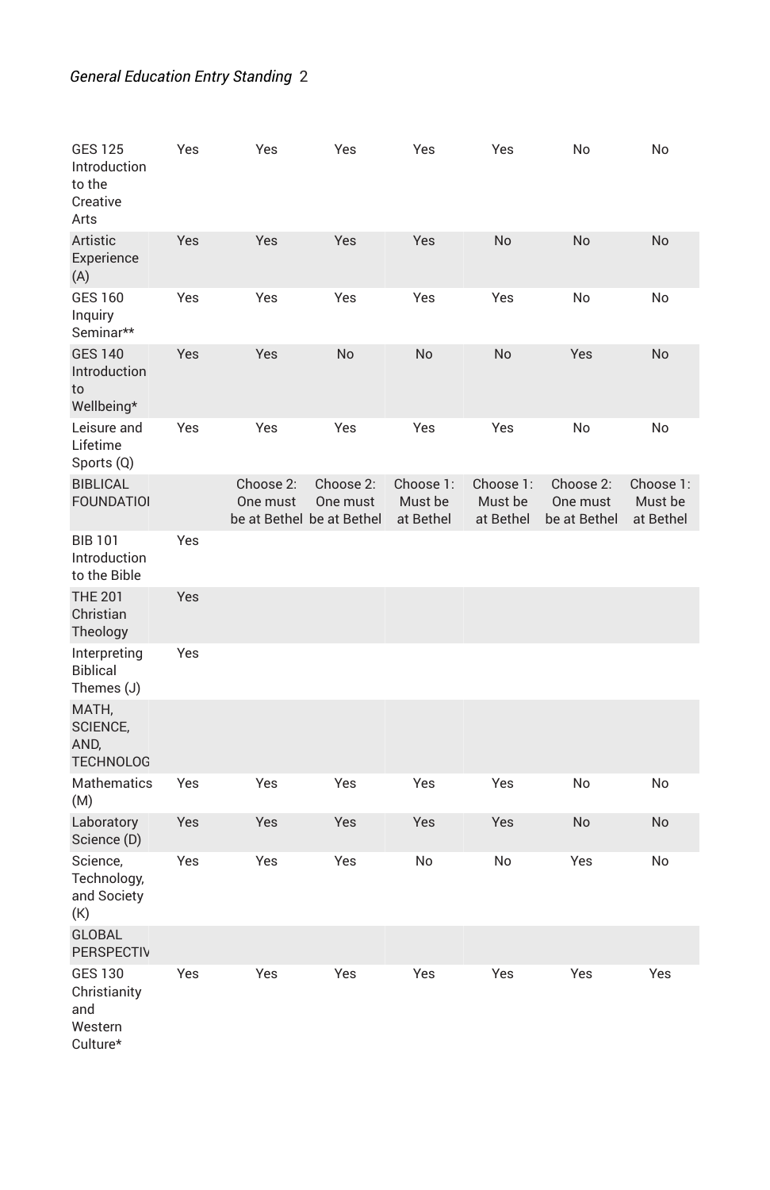| | | | | | | | |
|---|---|---|---|---|---|---|---|
| GES 125 Introduction to the Creative Arts | Yes | Yes | Yes | Yes | Yes | No | No |
| Artistic Experience (A) | Yes | Yes | Yes | Yes | No | No | No |
| GES 160 Inquiry Seminar** | Yes | Yes | Yes | Yes | Yes | No | No |
| GES 140 Introduction to Wellbeing* | Yes | Yes | No | No | No | Yes | No |
| Leisure and Lifetime Sports (Q) | Yes | Yes | Yes | Yes | Yes | No | No |
| BIBLICAL FOUNDATIONS | | Choose 2: One must be at Bethel | Choose 2: One must be at Bethel | Choose 1: Must be at Bethel | Choose 1: Must be at Bethel | Choose 2: One must be at Bethel | Choose 1: Must be at Bethel |
| BIB 101 Introduction to the Bible | Yes | | | | | | |
| THE 201 Christian Theology | Yes | | | | | | |
| Interpreting Biblical Themes (J) | Yes | | | | | | |
| MATH, SCIENCE, AND, TECHNOLOGY | | | | | | | |
| Mathematics (M) | Yes | Yes | Yes | Yes | Yes | No | No |
| Laboratory Science (D) | Yes | Yes | Yes | Yes | Yes | No | No |
| Science, Technology, and Society (K) | Yes | Yes | Yes | No | No | Yes | No |
| GLOBAL PERSPECTIVES | | | | | | | |
| GES 130 Christianity and Western Culture* | Yes | Yes | Yes | Yes | Yes | Yes | Yes |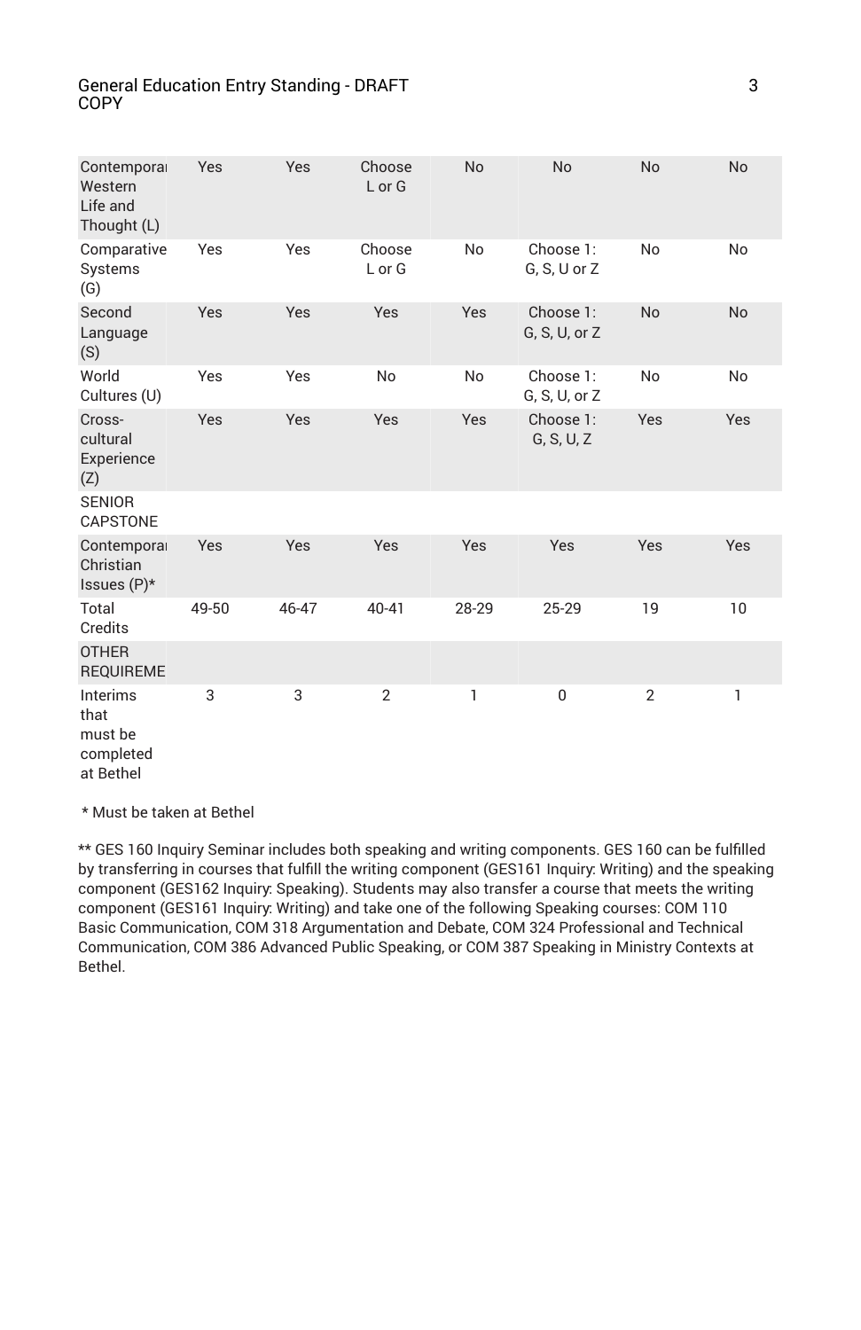| Contemporary Western Life and Thought (L) | Yes | Yes | Choose L or G | No | No | No | No |
|---|---|---|---|---|---|---|---|
| Comparative Systems (G) | Yes | Yes | Choose L or G | No | Choose 1: G, S, U or Z | No | No |
| Second Language (S) | Yes | Yes | Yes | Yes | Choose 1: G, S, U, or Z | No | No |
| World Cultures (U) | Yes | Yes | No | No | Choose 1: G, S, U, or Z | No | No |
| Cross-cultural Experience (Z) | Yes | Yes | Yes | Yes | Choose 1: G, S, U, Z | Yes | Yes |
| SENIOR CAPSTONE | | | | | | | |
| Contemporary Christian Issues (P)* | Yes | Yes | Yes | Yes | Yes | Yes | Yes |
| Total Credits | 49-50 | 46-47 | 40-41 | 28-29 | 25-29 | 19 | 10 |
| OTHER REQUIREME | | | | | | | |
| Interims that must be completed at Bethel | 3 | 3 | 2 | 1 | 0 | 2 | 1 |

\* Must be taken at Bethel

** GES 160 Inquiry Seminar includes both speaking and writing components. GES 160 can be fulfilled by transferring in courses that fulfill the writing component (GES161 Inquiry: Writing) and the speaking component (GES162 Inquiry: Speaking). Students may also transfer a course that meets the writing component (GES161 Inquiry: Writing) and take one of the following Speaking courses: COM 110 Basic Communication, COM 318 Argumentation and Debate, COM 324 Professional and Technical Communication, COM 386 Advanced Public Speaking, or COM 387 Speaking in Ministry Contexts at Bethel.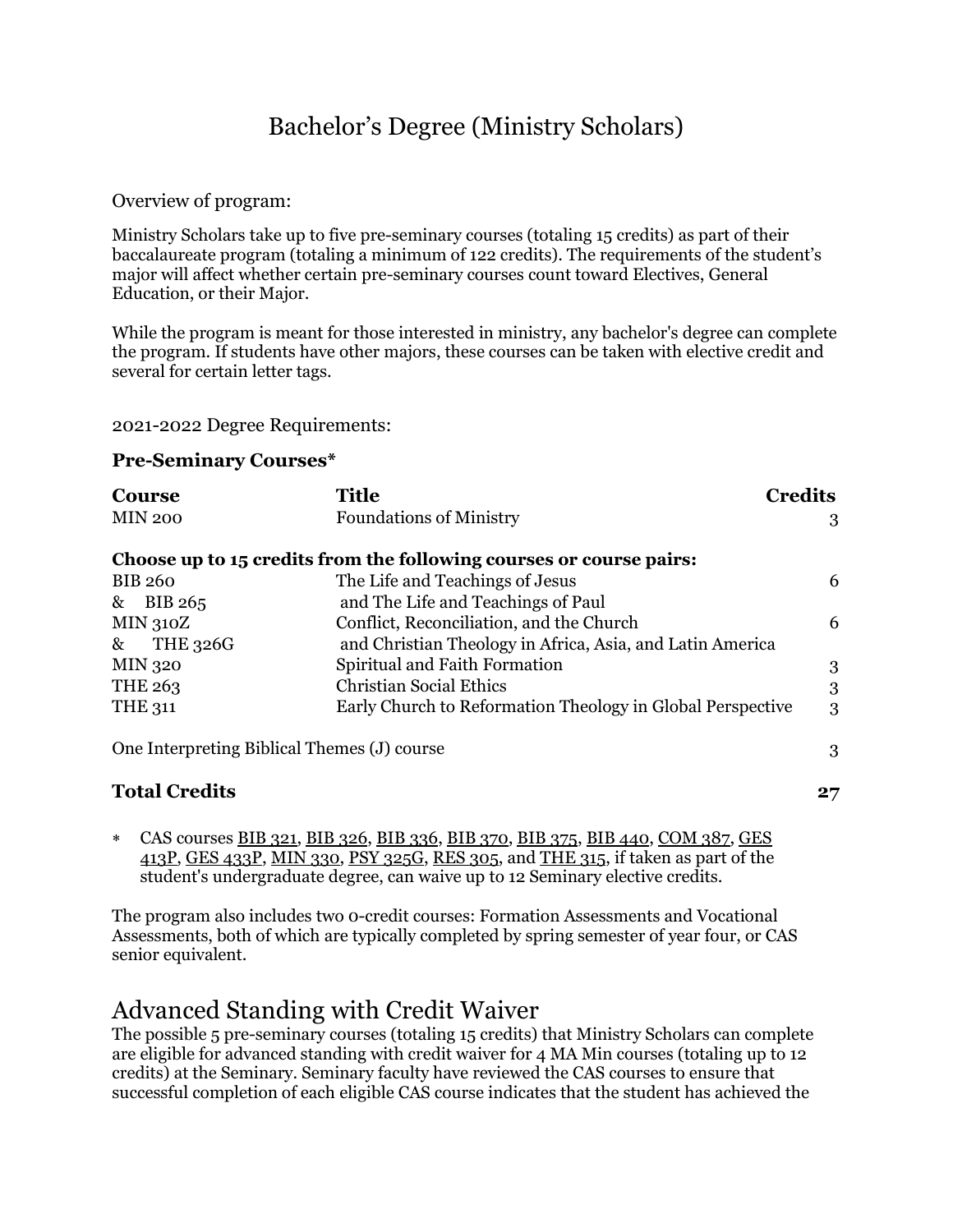# Bachelor's Degree (Ministry Scholars)

Overview of program:

Ministry Scholars take up to five pre-seminary courses (totaling 15 credits) as part of their baccalaureate program (totaling a minimum of 122 credits). The requirements of the student's major will affect whether certain pre-seminary courses count toward Electives, General Education, or their Major.

While the program is meant for those interested in ministry, any bachelor's degree can complete the program. If students have other majors, these courses can be taken with elective credit and several for certain letter tags.

2021-2022 Degree Requirements:

### Pre-Seminary Courses*

| Course | Title | Credits |
|---|---|---|
| MIN 200 | Foundations of Ministry | 3 |
| **Choose up to 15 credits from the following courses or course pairs:** | | |
| BIB 260 | The Life and Teachings of Jesus | 6 |
| & BIB 265 | and The Life and Teachings of Paul | |
| MIN 310Z | Conflict, Reconciliation, and the Church | 6 |
| & THE 326G | and Christian Theology in Africa, Asia, and Latin America | |
| MIN 320 | Spiritual and Faith Formation | 3 |
| THE 263 | Christian Social Ethics | 3 |
| THE 311 | Early Church to Reformation Theology in Global Perspective | 3 |
| One Interpreting Biblical Themes (J) course | | 3 |
| **Total Credits** | | **27** |

\* CAS courses BIB 321, BIB 326, BIB 336, BIB 370, BIB 375, BIB 440, COM 387, GES 413P, GES 433P, MIN 330, PSY 325G, RES 305, and THE 315, if taken as part of the student's undergraduate degree, can waive up to 12 Seminary elective credits.

The program also includes two 0-credit courses: Formation Assessments and Vocational Assessments, both of which are typically completed by spring semester of year four, or CAS senior equivalent.

## Advanced Standing with Credit Waiver

The possible 5 pre-seminary courses (totaling 15 credits) that Ministry Scholars can complete are eligible for advanced standing with credit waiver for 4 MA Min courses (totaling up to 12 credits) at the Seminary. Seminary faculty have reviewed the CAS courses to ensure that successful completion of each eligible CAS course indicates that the student has achieved the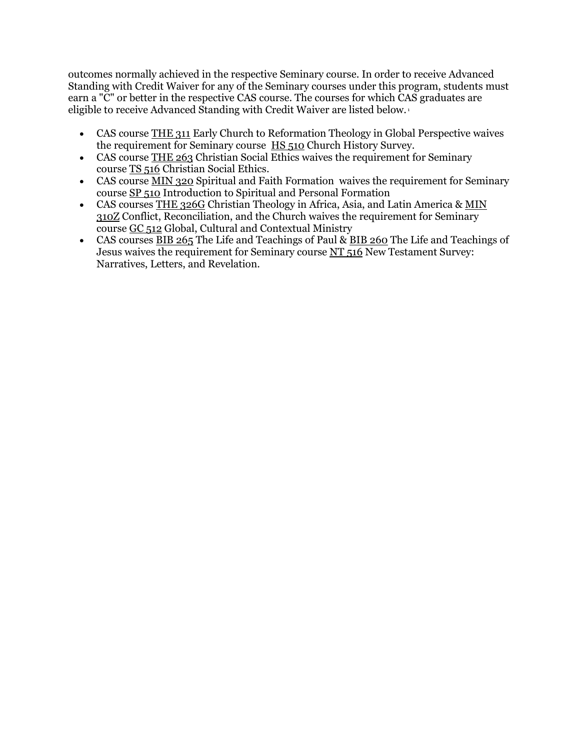outcomes normally achieved in the respective Seminary course. In order to receive Advanced Standing with Credit Waiver for any of the Seminary courses under this program, students must earn a "C" or better in the respective CAS course. The courses for which CAS graduates are eligible to receive Advanced Standing with Credit Waiver are listed below.[1]

- CAS course THE 311 Early Church to Reformation Theology in Global Perspective waives the requirement for Seminary course HS 510 Church History Survey.
- CAS course THE 263 Christian Social Ethics waives the requirement for Seminary course TS 516 Christian Social Ethics.
- CAS course MIN 320 Spiritual and Faith Formation waives the requirement for Seminary course SP 510 Introduction to Spiritual and Personal Formation
- CAS courses THE 326G Christian Theology in Africa, Asia, and Latin America & MIN 310Z Conflict, Reconciliation, and the Church waives the requirement for Seminary course GC 512 Global, Cultural and Contextual Ministry
- CAS courses BIB 265 The Life and Teachings of Paul & BIB 260 The Life and Teachings of Jesus waives the requirement for Seminary course NT 516 New Testament Survey: Narratives, Letters, and Revelation.